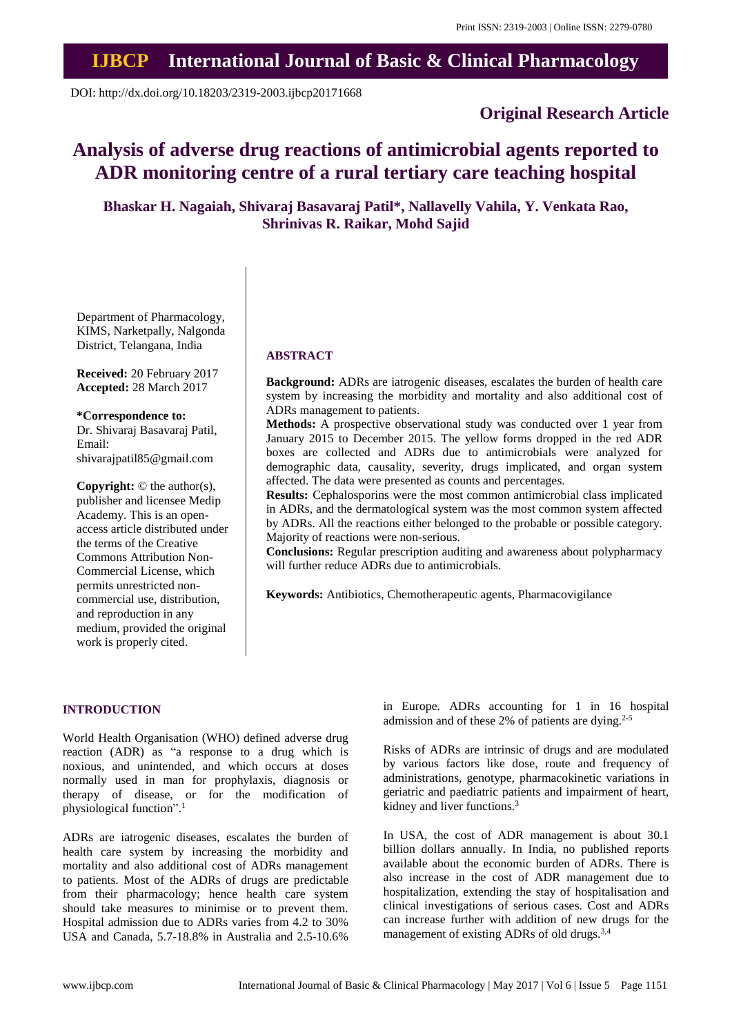# Analysis of adverse drug reactions of antimicrobial agents reported to ADR monitoring centre of a rural tertiary care teaching hospital

**Bhaskar H. Nagaiah, Shivaraj Basavaraj Patil*, Nallavelly Vahila, Y. Venkata Rao, Shrinivas R. Raikar, Mohd Sajid**

Department of Pharmacology, KIMS, Narketpally, Nalgonda District, Telangana, India

**Received:** 20 February 2017
**Accepted:** 28 March 2017

**\*Correspondence to:**
Dr. Shivaraj Basavaraj Patil,
Email: shivarajpatil85@gmail.com

**Copyright:** © the author(s), publisher and licensee Medip Academy. This is an open-access article distributed under the terms of the Creative Commons Attribution Non-Commercial License, which permits unrestricted non-commercial use, distribution, and reproduction in any medium, provided the original work is properly cited.

## ABSTRACT

**Background:** ADRs are iatrogenic diseases, escalates the burden of health care system by increasing the morbidity and mortality and also additional cost of ADRs management to patients.

**Methods:** A prospective observational study was conducted over 1 year from January 2015 to December 2015. The yellow forms dropped in the red ADR boxes are collected and ADRs due to antimicrobials were analyzed for demographic data, causality, severity, drugs implicated, and organ system affected. The data were presented as counts and percentages.

**Results:** Cephalosporins were the most common antimicrobial class implicated in ADRs, and the dermatological system was the most common system affected by ADRs. All the reactions either belonged to the probable or possible category. Majority of reactions were non-serious.

**Conclusions:** Regular prescription auditing and awareness about polypharmacy will further reduce ADRs due to antimicrobials.

**Keywords:** Antibiotics, Chemotherapeutic agents, Pharmacovigilance

## INTRODUCTION

World Health Organisation (WHO) defined adverse drug reaction (ADR) as "a response to a drug which is noxious, and unintended, and which occurs at doses normally used in man for prophylaxis, diagnosis or therapy of disease, or for the modification of physiological function".[1]

ADRs are iatrogenic diseases, escalates the burden of health care system by increasing the morbidity and mortality and also additional cost of ADRs management to patients. Most of the ADRs of drugs are predictable from their pharmacology; hence health care system should take measures to minimise or to prevent them. Hospital admission due to ADRs varies from 4.2 to 30% USA and Canada, 5.7-18.8% in Australia and 2.5-10.6% in Europe. ADRs accounting for 1 in 16 hospital admission and of these 2% of patients are dying.[2-5]

Risks of ADRs are intrinsic of drugs and are modulated by various factors like dose, route and frequency of administrations, genotype, pharmacokinetic variations in geriatric and paediatric patients and impairment of heart, kidney and liver functions.[3]

In USA, the cost of ADR management is about 30.1 billion dollars annually. In India, no published reports available about the economic burden of ADRs. There is also increase in the cost of ADR management due to hospitalization, extending the stay of hospitalisation and clinical investigations of serious cases. Cost and ADRs can increase further with addition of new drugs for the management of existing ADRs of old drugs.[3,4]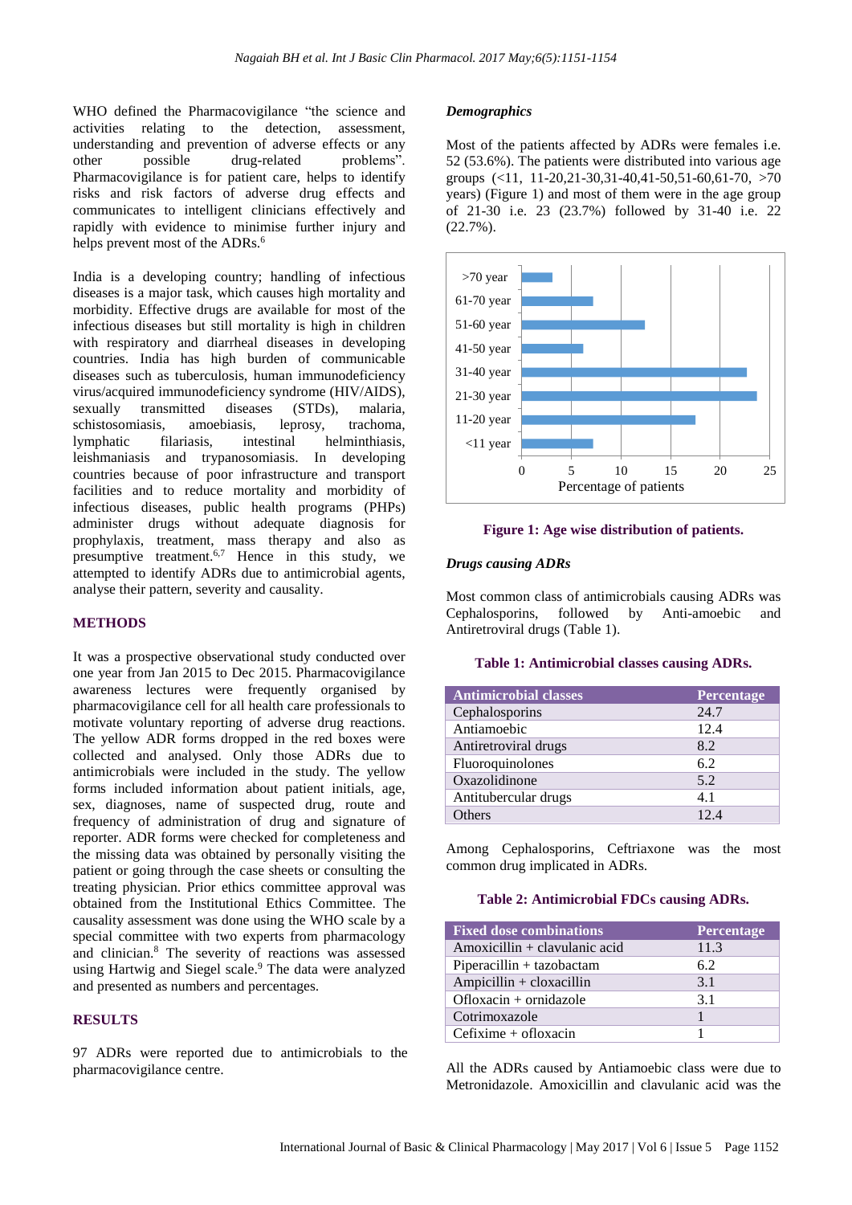WHO defined the Pharmacovigilance "the science and activities relating to the detection, assessment, understanding and prevention of adverse effects or any other possible drug-related problems". Pharmacovigilance is for patient care, helps to identify risks and risk factors of adverse drug effects and communicates to intelligent clinicians effectively and rapidly with evidence to minimise further injury and helps prevent most of the ADRs.[6]

India is a developing country; handling of infectious diseases is a major task, which causes high mortality and morbidity. Effective drugs are available for most of the infectious diseases but still mortality is high in children with respiratory and diarrheal diseases in developing countries. India has high burden of communicable diseases such as tuberculosis, human immunodeficiency virus/acquired immunodeficiency syndrome (HIV/AIDS), sexually transmitted diseases (STDs), malaria, schistosomiasis, amoebiasis, leprosy, trachoma, lymphatic filariasis, intestinal helminthiasis, leishmaniasis and trypanosomiasis. In developing countries because of poor infrastructure and transport facilities and to reduce mortality and morbidity of infectious diseases, public health programs (PHPs) administer drugs without adequate diagnosis for prophylaxis, treatment, mass therapy and also as presumptive treatment.[6,7] Hence in this study, we attempted to identify ADRs due to antimicrobial agents, analyse their pattern, severity and causality.

## METHODS

It was a prospective observational study conducted over one year from Jan 2015 to Dec 2015. Pharmacovigilance awareness lectures were frequently organised by pharmacovigilance cell for all health care professionals to motivate voluntary reporting of adverse drug reactions. The yellow ADR forms dropped in the red boxes were collected and analysed. Only those ADRs due to antimicrobials were included in the study. The yellow forms included information about patient initials, age, sex, diagnoses, name of suspected drug, route and frequency of administration of drug and signature of reporter. ADR forms were checked for completeness and the missing data was obtained by personally visiting the patient or going through the case sheets or consulting the treating physician. Prior ethics committee approval was obtained from the Institutional Ethics Committee. The causality assessment was done using the WHO scale by a special committee with two experts from pharmacology and clinician.[8] The severity of reactions was assessed using Hartwig and Siegel scale.[9] The data were analyzed and presented as numbers and percentages.

## RESULTS

97 ADRs were reported due to antimicrobials to the pharmacovigilance centre.

### *Demographics*

Most of the patients affected by ADRs were females i.e. 52 (53.6%). The patients were distributed into various age groups (<11, 11-20,21-30,31-40,41-50,51-60,61-70, >70 years) (Figure 1) and most of them were in the age group of 21-30 i.e. 23 (23.7%) followed by 31-40 i.e. 22 (22.7%).

**Figure 1: Age wise distribution of patients.**

### *Drugs causing ADRs*

Most common class of antimicrobials causing ADRs was Cephalosporins, followed by Anti-amoebic and Antiretroviral drugs (Table 1).

**Table 1: Antimicrobial classes causing ADRs.**

| Antimicrobial classes | Percentage |
|---|---|
| Cephalosporins | 24.7 |
| Antiamoebic | 12.4 |
| Antiretroviral drugs | 8.2 |
| Fluoroquinolones | 6.2 |
| Oxazolidinone | 5.2 |
| Antitubercular drugs | 4.1 |
| Others | 12.4 |

Among Cephalosporins, Ceftriaxone was the most common drug implicated in ADRs.

**Table 2: Antimicrobial FDCs causing ADRs.**

| Fixed dose combinations | Percentage |
|---|---|
| Amoxicillin + clavulanic acid | 11.3 |
| Piperacillin + tazobactam | 6.2 |
| Ampicillin + cloxacillin | 3.1 |
| Ofloxacin + ornidazole | 3.1 |
| Cotrimoxazole | 1 |
| Cefixime + ofloxacin | 1 |

All the ADRs caused by Antiamoebic class were due to Metronidazole. Amoxicillin and clavulanic acid was the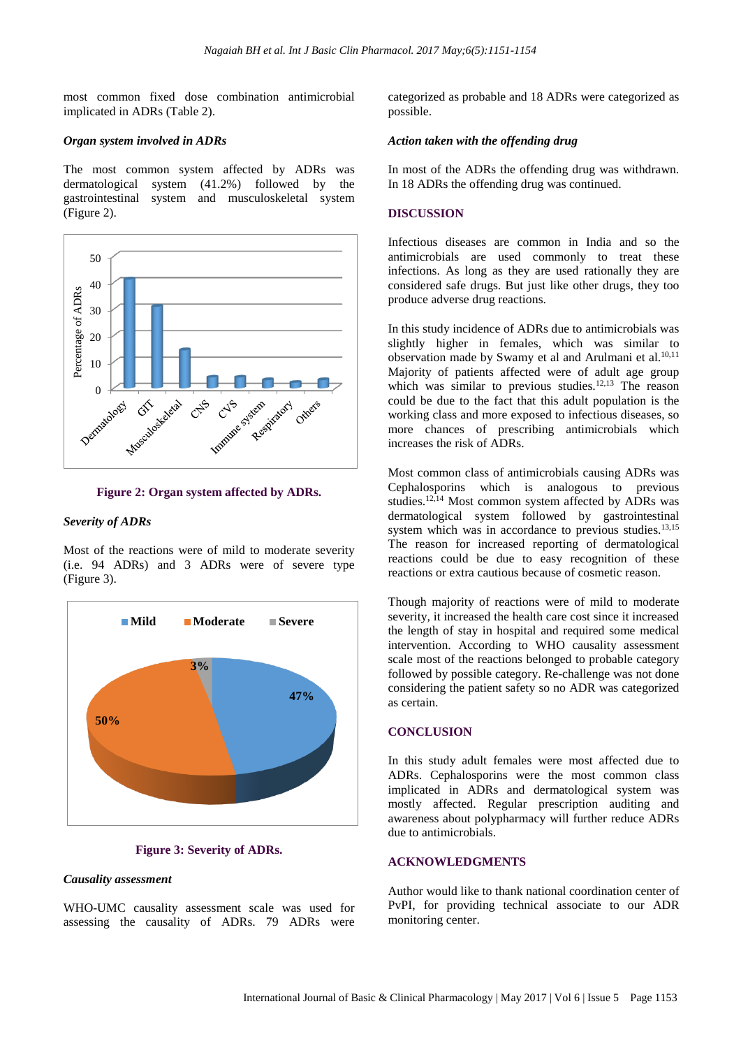most common fixed dose combination antimicrobial implicated in ADRs (Table 2).

### *Organ system involved in ADRs*

The most common system affected by ADRs was dermatological system (41.2%) followed by the gastrointestinal system and musculoskeletal system (Figure 2).

**Figure 2: Organ system affected by ADRs.**

### *Severity of ADRs*

Most of the reactions were of mild to moderate severity (i.e. 94 ADRs) and 3 ADRs were of severe type (Figure 3).

**Figure 3: Severity of ADRs.**

### *Causality assessment*

WHO-UMC causality assessment scale was used for assessing the causality of ADRs. 79 ADRs were categorized as probable and 18 ADRs were categorized as possible.

### *Action taken with the offending drug*

In most of the ADRs the offending drug was withdrawn. In 18 ADRs the offending drug was continued.

## DISCUSSION

Infectious diseases are common in India and so the antimicrobials are used commonly to treat these infections. As long as they are used rationally they are considered safe drugs. But just like other drugs, they too produce adverse drug reactions.

In this study incidence of ADRs due to antimicrobials was slightly higher in females, which was similar to observation made by Swamy et al and Arulmani et al.[10,11] Majority of patients affected were of adult age group which was similar to previous studies.[12,13] The reason could be due to the fact that this adult population is the working class and more exposed to infectious diseases, so more chances of prescribing antimicrobials which increases the risk of ADRs.

Most common class of antimicrobials causing ADRs was Cephalosporins which is analogous to previous studies.[12,14] Most common system affected by ADRs was dermatological system followed by gastrointestinal system which was in accordance to previous studies.[13,15] The reason for increased reporting of dermatological reactions could be due to easy recognition of these reactions or extra cautious because of cosmetic reason.

Though majority of reactions were of mild to moderate severity, it increased the health care cost since it increased the length of stay in hospital and required some medical intervention. According to WHO causality assessment scale most of the reactions belonged to probable category followed by possible category. Re-challenge was not done considering the patient safety so no ADR was categorized as certain.

## CONCLUSION

In this study adult females were most affected due to ADRs. Cephalosporins were the most common class implicated in ADRs and dermatological system was mostly affected. Regular prescription auditing and awareness about polypharmacy will further reduce ADRs due to antimicrobials.

## ACKNOWLEDGMENTS

Author would like to thank national coordination center of PvPI, for providing technical associate to our ADR monitoring center.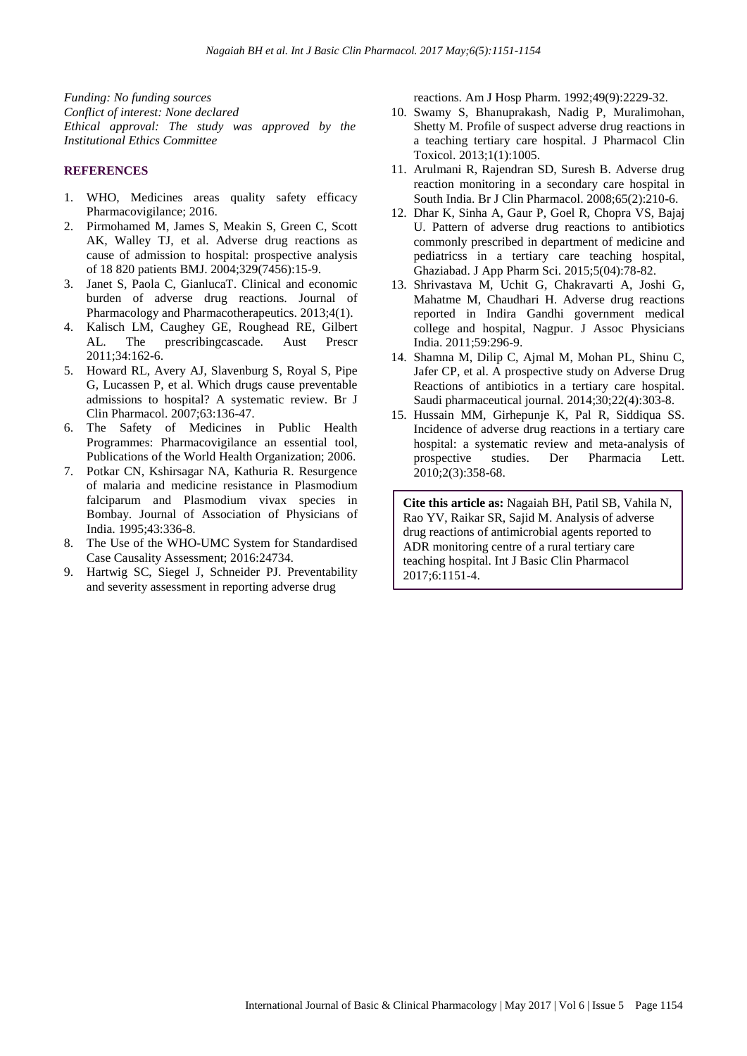*Funding: No funding sources*
*Conflict of interest: None declared*
*Ethical approval: The study was approved by the Institutional Ethics Committee*

## REFERENCES

1. WHO, Medicines areas quality safety efficacy Pharmacovigilance; 2016.
2. Pirmohamed M, James S, Meakin S, Green C, Scott AK, Walley TJ, et al. Adverse drug reactions as cause of admission to hospital: prospective analysis of 18 820 patients BMJ. 2004;329(7456):15-9.
3. Janet S, Paola C, GianlucaT. Clinical and economic burden of adverse drug reactions. Journal of Pharmacology and Pharmacotherapeutics. 2013;4(1).
4. Kalisch LM, Caughey GE, Roughead RE, Gilbert AL. The prescribingcascade. Aust Prescr 2011;34:162-6.
5. Howard RL, Avery AJ, Slavenburg S, Royal S, Pipe G, Lucassen P, et al. Which drugs cause preventable admissions to hospital? A systematic review. Br J Clin Pharmacol. 2007;63:136-47.
6. The Safety of Medicines in Public Health Programmes: Pharmacovigilance an essential tool, Publications of the World Health Organization; 2006.
7. Potkar CN, Kshirsagar NA, Kathuria R. Resurgence of malaria and medicine resistance in Plasmodium falciparum and Plasmodium vivax species in Bombay. Journal of Association of Physicians of India. 1995;43:336-8.
8. The Use of the WHO-UMC System for Standardised Case Causality Assessment; 2016:24734.
9. Hartwig SC, Siegel J, Schneider PJ. Preventability and severity assessment in reporting adverse drug reactions. Am J Hosp Pharm. 1992;49(9):2229-32.
10. Swamy S, Bhanuprakash, Nadig P, Muralimohan, Shetty M. Profile of suspect adverse drug reactions in a teaching tertiary care hospital. J Pharmacol Clin Toxicol. 2013;1(1):1005.
11. Arulmani R, Rajendran SD, Suresh B. Adverse drug reaction monitoring in a secondary care hospital in South India. Br J Clin Pharmacol. 2008;65(2):210-6.
12. Dhar K, Sinha A, Gaur P, Goel R, Chopra VS, Bajaj U. Pattern of adverse drug reactions to antibiotics commonly prescribed in department of medicine and pediatricss in a tertiary care teaching hospital, Ghaziabad. J App Pharm Sci. 2015;5(04):78-82.
13. Shrivastava M, Uchit G, Chakravarti A, Joshi G, Mahatme M, Chaudhari H. Adverse drug reactions reported in Indira Gandhi government medical college and hospital, Nagpur. J Assoc Physicians India. 2011;59:296-9.
14. Shamna M, Dilip C, Ajmal M, Mohan PL, Shinu C, Jafer CP, et al. A prospective study on Adverse Drug Reactions of antibiotics in a tertiary care hospital. Saudi pharmaceutical journal. 2014;30;22(4):303-8.
15. Hussain MM, Girhepunje K, Pal R, Siddiqua SS. Incidence of adverse drug reactions in a tertiary care hospital: a systematic review and meta-analysis of prospective studies. Der Pharmacia Lett. 2010;2(3):358-68.

**Cite this article as:** Nagaiah BH, Patil SB, Vahila N, Rao YV, Raikar SR, Sajid M. Analysis of adverse drug reactions of antimicrobial agents reported to ADR monitoring centre of a rural tertiary care teaching hospital. Int J Basic Clin Pharmacol 2017;6:1151-4.